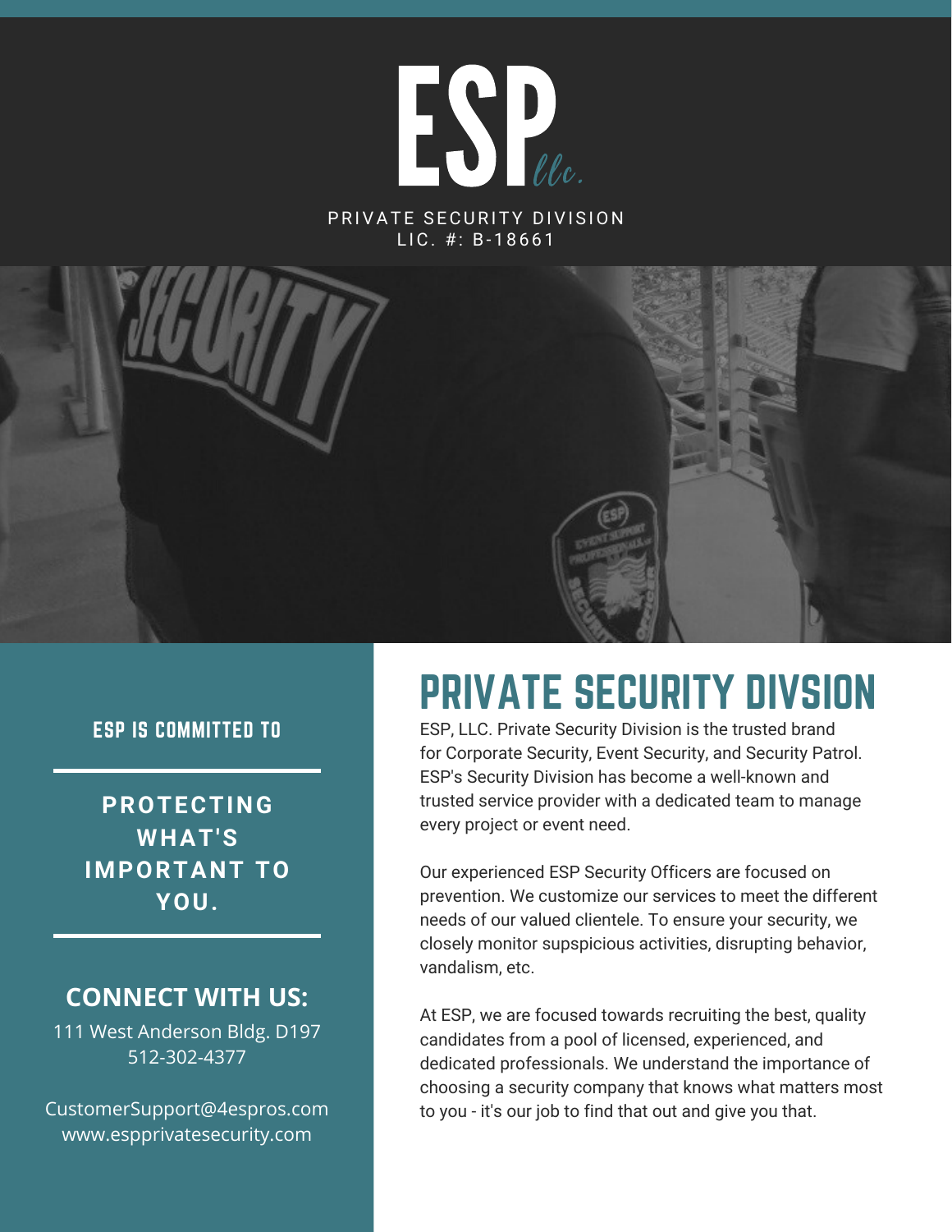# ESP llc.

PRIVATE SECURITY DIVISION
LIC. #: B-18661

## ESP IS COMMITTED TO

**PROTECTING WHAT'S IMPORTANT TO YOU.**

## CONNECT WITH US:

111 West Anderson Bldg. D197
512-302-4377

CustomerSupport@4espros.com
www.espprivatesecurity.com

# PRIVATE SECURITY DIVSION

ESP, LLC. Private Security Division is the trusted brand for Corporate Security, Event Security, and Security Patrol. ESP's Security Division has become a well-known and trusted service provider with a dedicated team to manage every project or event need.

Our experienced ESP Security Officers are focused on prevention. We customize our services to meet the different needs of our valued clientele. To ensure your security, we closely monitor supspicious activities, disrupting behavior, vandalism, etc.

At ESP, we are focused towards recruiting the best, quality candidates from a pool of licensed, experienced, and dedicated professionals. We understand the importance of choosing a security company that knows what matters most to you - it's our job to find that out and give you that.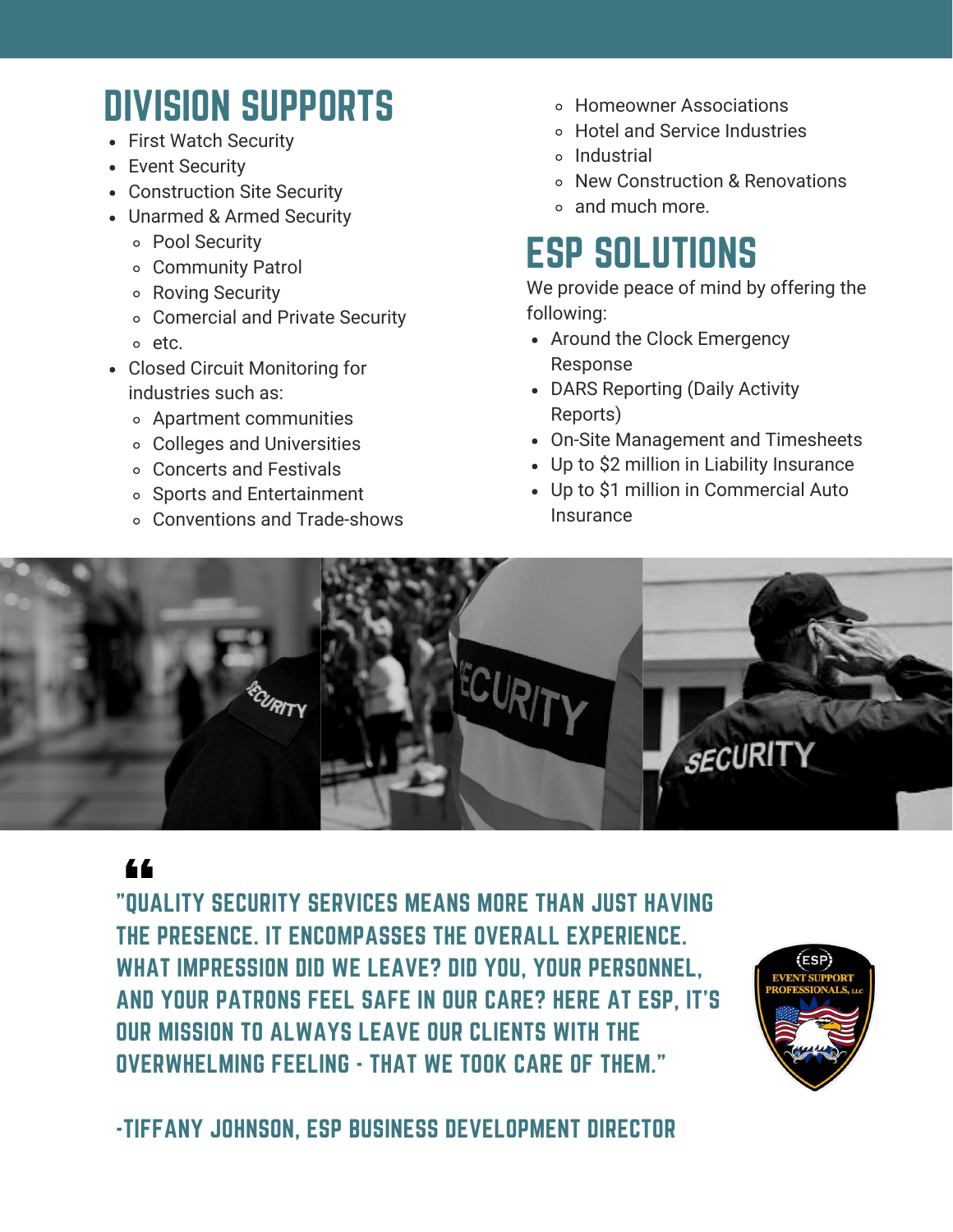## DIVISION SUPPORTS

- First Watch Security
- Event Security
- Construction Site Security
- Unarmed & Armed Security
    - Pool Security
    - Community Patrol
    - Roving Security
    - Comercial and Private Security
    - etc.
- Closed Circuit Monitoring for industries such as:
    - Apartment communities
    - Colleges and Universities
    - Concerts and Festivals
    - Sports and Entertainment
    - Conventions and Trade-shows
    - Homeowner Associations
    - Hotel and Service Industries
    - Industrial
    - New Construction & Renovations
    - and much more.

## ESP SOLUTIONS

We provide peace of mind by offering the following:

- Around the Clock Emergency Response
- DARS Reporting (Daily Activity Reports)
- On-Site Management and Timesheets
- Up to $2 million in Liability Insurance
- Up to $1 million in Commercial Auto Insurance

> "QUALITY SECURITY SERVICES MEANS MORE THAN JUST HAVING THE PRESENCE. IT ENCOMPASSES THE OVERALL EXPERIENCE. WHAT IMPRESSION DID WE LEAVE? DID YOU, YOUR PERSONNEL, AND YOUR PATRONS FEEL SAFE IN OUR CARE? HERE AT ESP, IT'S OUR MISSION TO ALWAYS LEAVE OUR CLIENTS WITH THE OVERWHELMING FEELING - THAT WE TOOK CARE OF THEM."

-TIFFANY JOHNSON, ESP BUSINESS DEVELOPMENT DIRECTOR